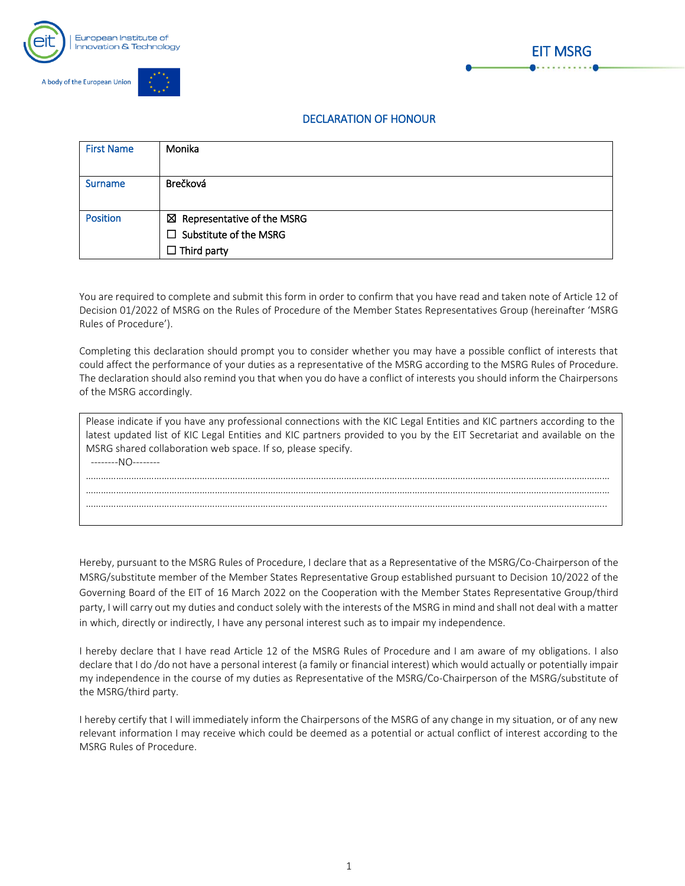European Institute of Innovation & Technology

A body of the European Union

EIT MSRG

## DECLARATION OF HONOUR

| First Name | Monika |
|---|---|
| Surname | Brečková |
| Position | ☒ Representative of the MSRG<br>☐ Substitute of the MSRG<br>☐ Third party |

You are required to complete and submit this form in order to confirm that you have read and taken note of Article 12 of Decision 01/2022 of MSRG on the Rules of Procedure of the Member States Representatives Group (hereinafter 'MSRG Rules of Procedure').

Completing this declaration should prompt you to consider whether you may have a possible conflict of interests that could affect the performance of your duties as a representative of the MSRG according to the MSRG Rules of Procedure. The declaration should also remind you that when you do have a conflict of interests you should inform the Chairpersons of the MSRG accordingly.

| Please indicate if you have any professional connections with the KIC Legal Entities and KIC partners according to the latest updated list of KIC Legal Entities and KIC partners provided to you by the EIT Secretariat and available on the MSRG shared collaboration web space. If so, please specify.<br>--------NO--------<br>……………………………………………………………………………………………………………………<br>……………………………………………………………………………………………………………………<br>…………………………………………………………………………………………………………………… |
|---|

Hereby, pursuant to the MSRG Rules of Procedure, I declare that as a Representative of the MSRG/Co-Chairperson of the MSRG/substitute member of the Member States Representative Group established pursuant to Decision 10/2022 of the Governing Board of the EIT of 16 March 2022 on the Cooperation with the Member States Representative Group/third party, I will carry out my duties and conduct solely with the interests of the MSRG in mind and shall not deal with a matter in which, directly or indirectly, I have any personal interest such as to impair my independence.

I hereby declare that I have read Article 12 of the MSRG Rules of Procedure and I am aware of my obligations. I also declare that I do /do not have a personal interest (a family or financial interest) which would actually or potentially impair my independence in the course of my duties as Representative of the MSRG/Co-Chairperson of the MSRG/substitute of the MSRG/third party.

I hereby certify that I will immediately inform the Chairpersons of the MSRG of any change in my situation, or of any new relevant information I may receive which could be deemed as a potential or actual conflict of interest according to the MSRG Rules of Procedure.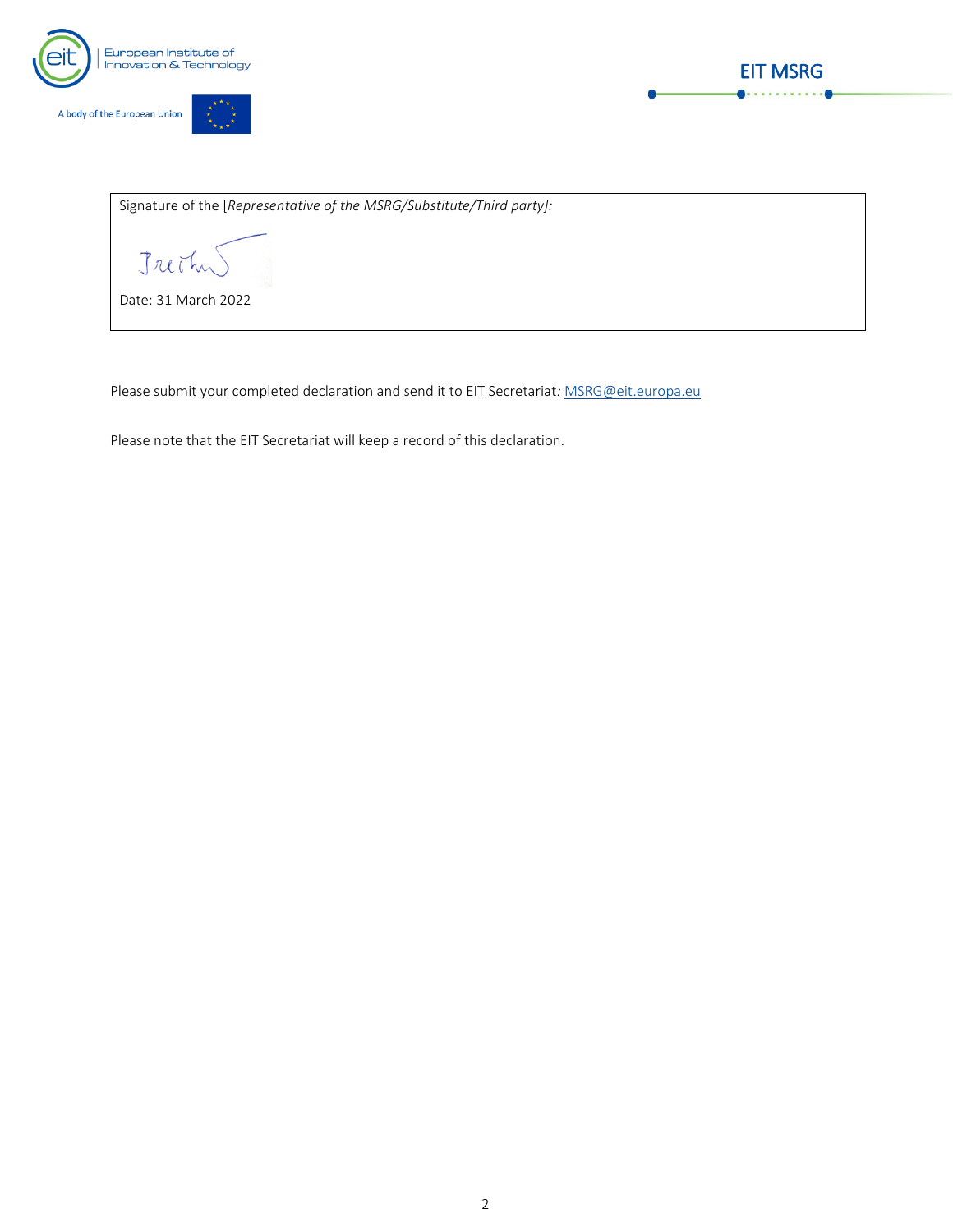Signature of the [*Representative of the MSRG/Substitute/Third party]:*

Date: 31 March 2022

Please submit your completed declaration and send it to EIT Secretariat*:* MSRG@eit.europa.eu

Please note that the EIT Secretariat will keep a record of this declaration.